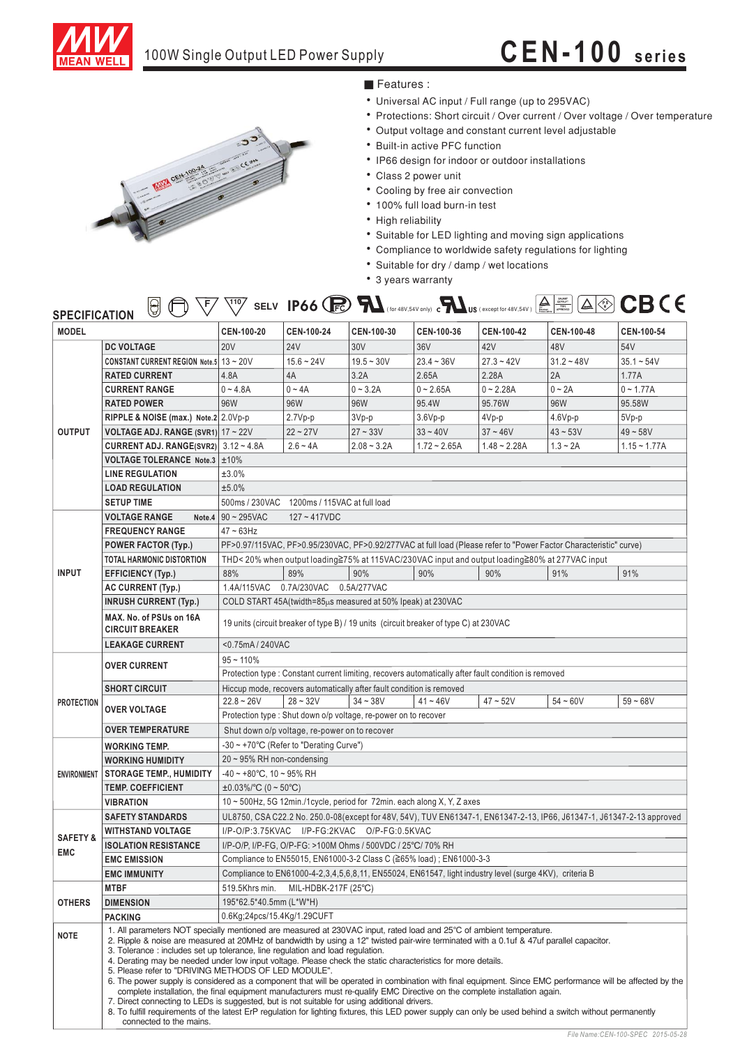# CEN-100 series

## 100W Single Output LED Power Supply

### Features :

- Universal AC input / Full range (up to 295VAC)
- Protections: Short circuit / Over current / Over voltage / Over temperature
- Output voltage and constant current level adjustable
- Built-in active PFC function
- IP66 design for indoor or outdoor installations
- Class 2 power unit
- Cooling by free air convection
- 100% full load burn-in test
- High reliability
- Suitable for LED lighting and moving sign applications
- Compliance to worldwide safety regulations for lighting
- Suitable for dry / damp / wet locations
- 3 years warranty

## SPECIFICATION

SELV IP66 (for 48V,54V only) (except for 48V,54V) CB CE

| MODEL | | CEN-100-20 | CEN-100-24 | CEN-100-30 | CEN-100-36 | CEN-100-42 | CEN-100-48 | CEN-100-54 |
|---|---|---|---|---|---|---|---|---|
| OUTPUT | DC VOLTAGE | 20V | 24V | 30V | 36V | 42V | 48V | 54V |
| | CONSTANT CURRENT REGION Note.5 | 13 ~ 20V | 15.6 ~ 24V | 19.5 ~ 30V | 23.4 ~ 36V | 27.3 ~ 42V | 31.2 ~ 48V | 35.1 ~ 54V |
| | RATED CURRENT | 4.8A | 4A | 3.2A | 2.65A | 2.28A | 2A | 1.77A |
| | CURRENT RANGE | 0 ~ 4.8A | 0 ~ 4A | 0 ~ 3.2A | 0 ~ 2.65A | 0 ~ 2.28A | 0 ~ 2A | 0 ~ 1.77A |
| | RATED POWER | 96W | 96W | 96W | 95.4W | 95.76W | 96W | 95.58W |
| | RIPPLE & NOISE (max.) Note.2 | 2.0Vp-p | 2.7Vp-p | 3Vp-p | 3.6Vp-p | 4Vp-p | 4.6Vp-p | 5Vp-p |
| | VOLTAGE ADJ. RANGE (SVR1) | 17 ~ 22V | 22 ~ 27V | 27 ~ 33V | 33 ~ 40V | 37 ~ 46V | 43 ~ 53V | 49 ~ 58V |
| | CURRENT ADJ. RANGE(SVR2) | 3.12 ~ 4.8A | 2.6 ~ 4A | 2.08 ~ 3.2A | 1.72 ~ 2.65A | 1.48 ~ 2.28A | 1.3 ~ 2A | 1.15 ~ 1.77A |
| | VOLTAGE TOLERANCE Note.3 | ±10% | | | | | | |
| | LINE REGULATION | ±3.0% | | | | | | |
| | LOAD REGULATION | ±5.0% | | | | | | |
| | SETUP TIME | 500ms / 230VAC 1200ms / 115VAC at full load | | | | | | |
| INPUT | VOLTAGE RANGE Note.4 | 90 ~ 295VAC 127 ~ 417VDC | | | | | | |
| | FREQUENCY RANGE | 47 ~ 63Hz | | | | | | |
| | POWER FACTOR (Typ.) | PF>0.97/115VAC, PF>0.95/230VAC, PF>0.92/277VAC at full load (Please refer to "Power Factor Characteristic" curve) | | | | | | |
| | TOTAL HARMONIC DISTORTION | THD< 20% when output loading≧75% at 115VAC/230VAC input and output loading≧80% at 277VAC input | | | | | | |
| | EFFICIENCY (Typ.) | 88% | 89% | 90% | 90% | 90% | 91% | 91% |
| | AC CURRENT (Typ.) | 1.4A/115VAC 0.7A/230VAC 0.5A/277VAC | | | | | | |
| | INRUSH CURRENT (Typ.) | COLD START 45A(twidth=85μs measured at 50% Ipeak) at 230VAC | | | | | | |
| | MAX. No. of PSUs on 16A CIRCUIT BREAKER | 19 units (circuit breaker of type B) / 19 units (circuit breaker of type C) at 230VAC | | | | | | |
| | LEAKAGE CURRENT | <0.75mA / 240VAC | | | | | | |
| PROTECTION | OVER CURRENT | 95 ~ 110% | | | | | | |
| | | Protection type : Constant current limiting, recovers automatically after fault condition is removed | | | | | | |
| | SHORT CIRCUIT | Hiccup mode, recovers automatically after fault condition is removed | | | | | | |
| | OVER VOLTAGE | 22.8 ~ 26V | 28 ~ 32V | 34 ~ 38V | 41 ~ 46V | 47 ~ 52V | 54 ~ 60V | 59 ~ 68V |
| | | Protection type : Shut down o/p voltage, re-power on to recover | | | | | | |
| | OVER TEMPERATURE | Shut down o/p voltage, re-power on to recover | | | | | | |
| ENVIRONMENT | WORKING TEMP. | -30 ~ +70℃ (Refer to "Derating Curve") | | | | | | |
| | WORKING HUMIDITY | 20 ~ 95% RH non-condensing | | | | | | |
| | STORAGE TEMP., HUMIDITY | -40 ~ +80℃, 10 ~ 95% RH | | | | | | |
| | TEMP. COEFFICIENT | ±0.03%/℃ (0 ~ 50℃) | | | | | | |
| | VIBRATION | 10 ~ 500Hz, 5G 12min./1cycle, period for 72min. each along X, Y, Z axes | | | | | | |
| SAFETY & EMC | SAFETY STANDARDS | UL8750, CSA C22.2 No. 250.0-08(except for 48V, 54V), TUV EN61347-1, EN61347-2-13, IP66, J61347-1, J61347-2-13 approved | | | | | | |
| | WITHSTAND VOLTAGE | I/P-O/P:3.75KVAC I/P-FG:2KVAC O/P-FG:0.5KVAC | | | | | | |
| | ISOLATION RESISTANCE | I/P-O/P, I/P-FG, O/P-FG: >100M Ohms / 500VDC / 25℃/ 70% RH | | | | | | |
| | EMC EMISSION | Compliance to EN55015, EN61000-3-2 Class C (≧65% load) ; EN61000-3-3 | | | | | | |
| | EMC IMMUNITY | Compliance to EN61000-4-2,3,4,5,6,8,11, EN55024, EN61547, light industry level (surge 4KV), criteria B | | | | | | |
| OTHERS | MTBF | 519.5Khrs min. MIL-HDBK-217F (25℃) | | | | | | |
| | DIMENSION | 195*62.5*40.5mm (L*W*H) | | | | | | |
| | PACKING | 0.6Kg;24pcs/15.4Kg/1.29CUFT | | | | | | |

**NOTE**

1. All parameters NOT specially mentioned are measured at 230VAC input, rated load and 25℃ of ambient temperature.
2. Ripple & noise are measured at 20MHz of bandwidth by using a 12" twisted pair-wire terminated with a 0.1uf & 47uf parallel capacitor.
3. Tolerance : includes set up tolerance, line regulation and load regulation.
4. Derating may be needed under low input voltage. Please check the static characteristics for more details.
5. Please refer to "DRIVING METHODS OF LED MODULE".
6. The power supply is considered as a component that will be operated in combination with final equipment. Since EMC performance will be affected by the complete installation, the final equipment manufacturers must re-qualify EMC Directive on the complete installation again.
7. Direct connecting to LEDs is suggested, but is not suitable for using additional drivers.
8. To fulfill requirements of the latest ErP regulation for lighting fixtures, this LED power supply can only be used behind a switch without permanently connected to the mains.

File Name:CEN-100-SPEC 2015-05-28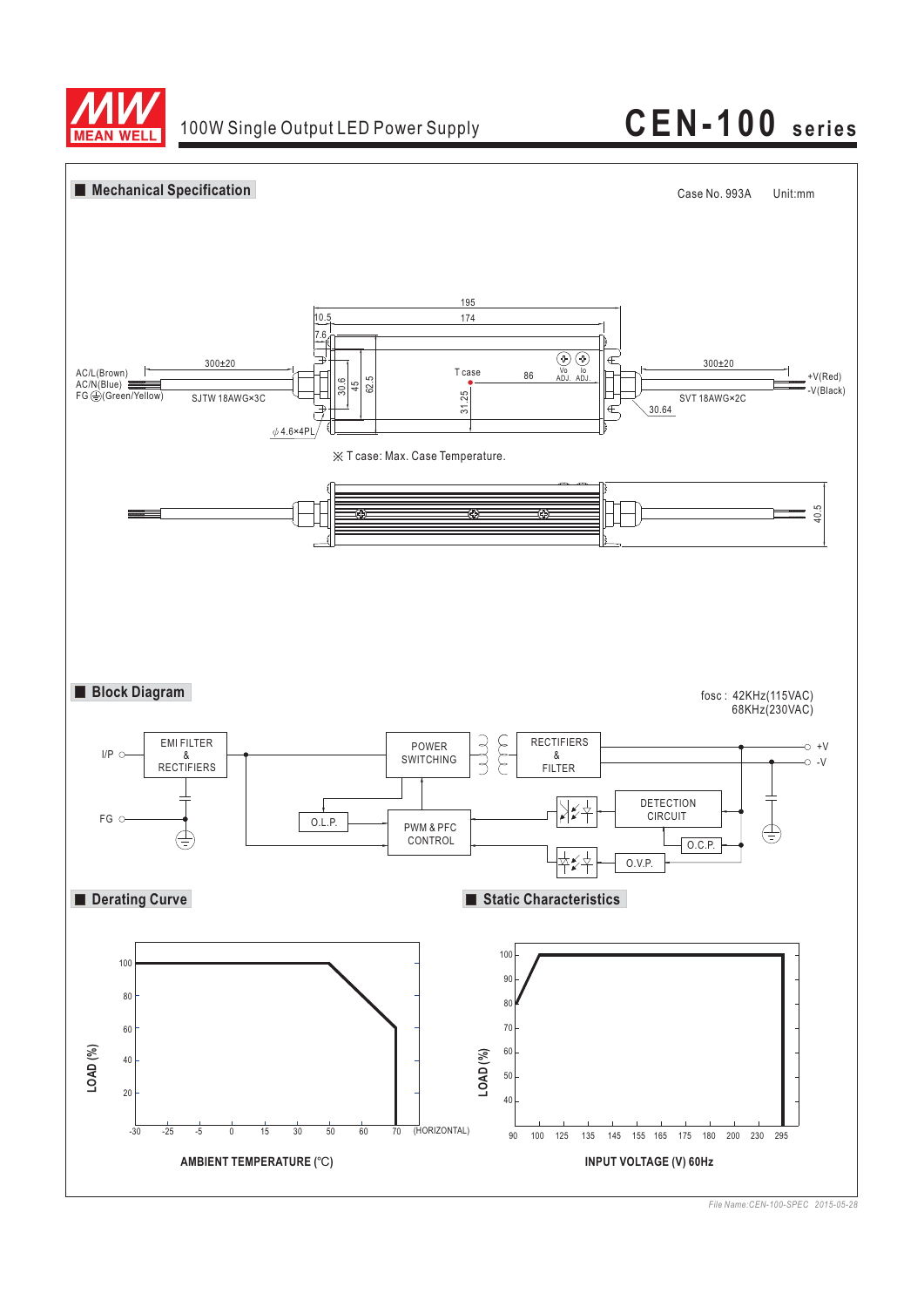## Mechanical Specification

Case No. 993A Unit:mm

195

174

10.5

7.6

300±20

AC/L(Brown)
AC/N(Blue)
FG ⏚(Green/Yellow)

SJTW 18AWG×3C

30.6

45

62.5

T case

86

Vo ADJ. Io ADJ.

31.25

300±20

+V(Red)
-V(Black)

SVT 18AWG×2C

30.64

ϕ4.6×4PL

※ T case: Max. Case Temperature.

40.5

## Block Diagram

fosc : 42KHz(115VAC)
68KHz(230VAC)

I/P

FG

EMI FILTER & RECTIFIERS

POWER SWITCHING

RECTIFIERS & FILTER

+V

-V

O.L.P.

PWM & PFC CONTROL

DETECTION CIRCUIT

O.C.P.

O.V.P.

## Derating Curve

LOAD (%): 100, 80, 60, 40, 20

AMBIENT TEMPERATURE (℃): -30, -25, -5, 0, 15, 30, 50, 60, 70 (HORIZONTAL)

## Static Characteristics

LOAD (%): 100, 90, 80, 70, 60, 50, 40

INPUT VOLTAGE (V) 60Hz: 90, 100, 125, 135, 145, 155, 165, 175, 180, 200, 230, 295

*File Name:CEN-100-SPEC 2015-05-28*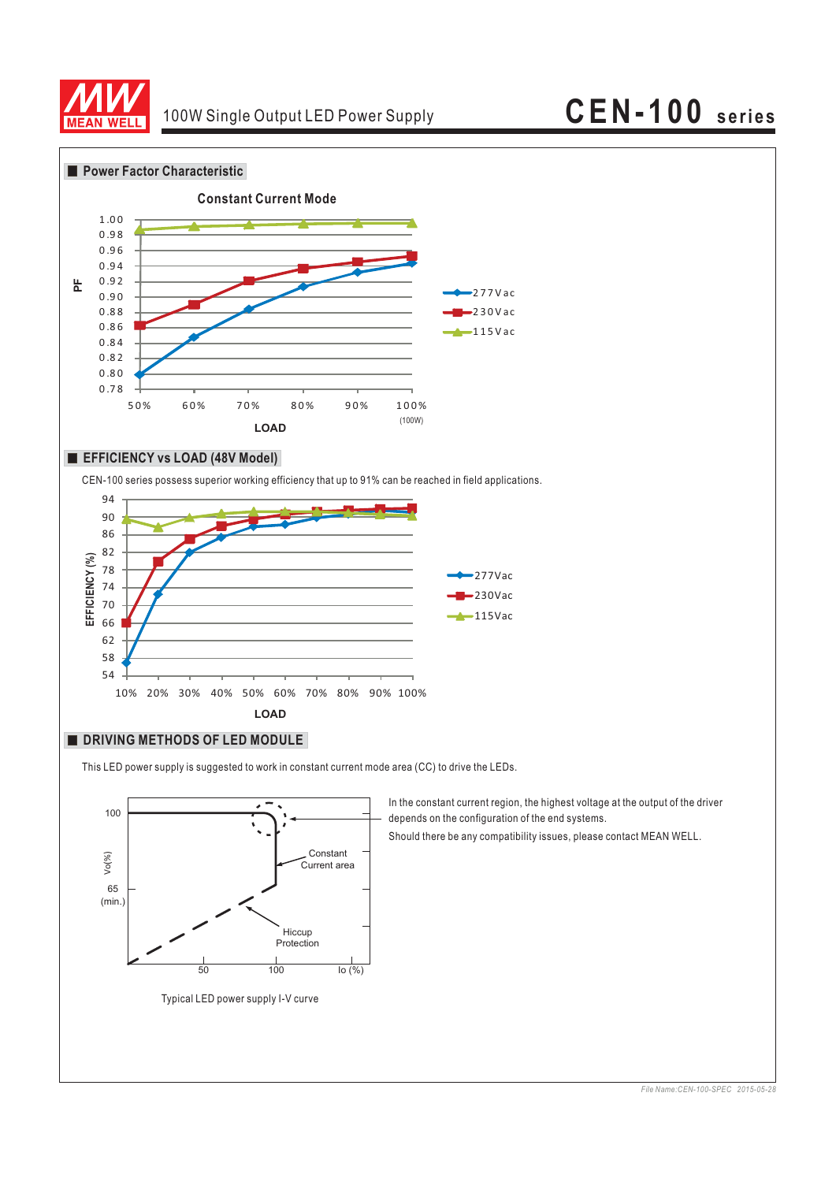## Power Factor Characteristic

Constant Current Mode

PF

1.00
0.98
0.96
0.94
0.92
0.90
0.88
0.86
0.84
0.82
0.80
0.78

50% 60% 70% 80% 90% 100%
(100W)

LOAD

277Vac
230Vac
115Vac

## EFFICIENCY vs LOAD (48V Model)

CEN-100 series possess superior working efficiency that up to 91% can be reached in field applications.

EFFICIENCY (%)

94
90
86
82
78
74
70
66
62
58
54

10% 20% 30% 40% 50% 60% 70% 80% 90% 100%

LOAD

277Vac
230Vac
115Vac

## DRIVING METHODS OF LED MODULE

This LED power supply is suggested to work in constant current mode area (CC) to drive the LEDs.

Vo(%)

100

65
(min.)

50 100 Io (%)

Constant
Current area

Hiccup
Protection

In the constant current region, the highest voltage at the output of the driver depends on the configuration of the end systems.
Should there be any compatibility issues, please contact MEAN WELL.

Typical LED power supply I-V curve